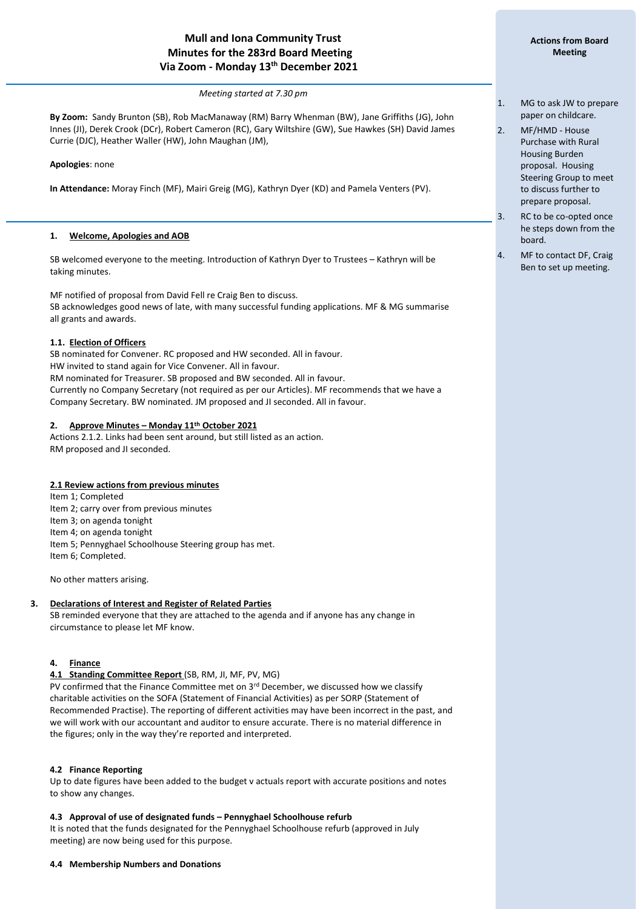# Mull and Iona Community Trust
## Minutes for the 283rd Board Meeting
## Via Zoom - Monday 13th December 2021

*Meeting started at 7.30 pm*

**By Zoom:** Sandy Brunton (SB), Rob MacManaway (RM) Barry Whenman (BW), Jane Griffiths (JG), John Innes (JI), Derek Crook (DCr), Robert Cameron (RC), Gary Wiltshire (GW), Sue Hawkes (SH) David James Currie (DJC), Heather Waller (HW), John Maughan (JM),

**Apologies**: none

**In Attendance:** Moray Finch (MF), Mairi Greig (MG), Kathryn Dyer (KD) and Pamela Venters (PV).

### 1. Welcome, Apologies and AOB

SB welcomed everyone to the meeting. Introduction of Kathryn Dyer to Trustees – Kathryn will be taking minutes.

MF notified of proposal from David Fell re Craig Ben to discuss.
SB acknowledges good news of late, with many successful funding applications. MF & MG summarise all grants and awards.

#### 1.1. Election of Officers

SB nominated for Convener. RC proposed and HW seconded. All in favour.
HW invited to stand again for Vice Convener. All in favour.
RM nominated for Treasurer. SB proposed and BW seconded. All in favour.
Currently no Company Secretary (not required as per our Articles). MF recommends that we have a Company Secretary. BW nominated. JM proposed and JI seconded. All in favour.

### 2. Approve Minutes – Monday 11th October 2021

Actions 2.1.2. Links had been sent around, but still listed as an action.
RM proposed and JI seconded.

#### 2.1 Review actions from previous minutes

Item 1; Completed
Item 2; carry over from previous minutes
Item 3; on agenda tonight
Item 4; on agenda tonight
Item 5; Pennyghael Schoolhouse Steering group has met.
Item 6; Completed.

No other matters arising.

### 3. Declarations of Interest and Register of Related Parties

SB reminded everyone that they are attached to the agenda and if anyone has any change in circumstance to please let MF know.

### 4. Finance

#### 4.1 Standing Committee Report (SB, RM, JI, MF, PV, MG)

PV confirmed that the Finance Committee met on 3rd December, we discussed how we classify charitable activities on the SOFA (Statement of Financial Activities) as per SORP (Statement of Recommended Practise). The reporting of different activities may have been incorrect in the past, and we will work with our accountant and auditor to ensure accurate. There is no material difference in the figures; only in the way they're reported and interpreted.

#### 4.2 Finance Reporting

Up to date figures have been added to the budget v actuals report with accurate positions and notes to show any changes.

#### 4.3 Approval of use of designated funds – Pennyghael Schoolhouse refurb

It is noted that the funds designated for the Pennyghael Schoolhouse refurb (approved in July meeting) are now being used for this purpose.

#### 4.4 Membership Numbers and Donations

---

**Actions from Board Meeting**

1. MG to ask JW to prepare paper on childcare.
2. MF/HMD - House Purchase with Rural Housing Burden proposal. Housing Steering Group to meet to discuss further to prepare proposal.
3. RC to be co-opted once he steps down from the board.
4. MF to contact DF, Craig Ben to set up meeting.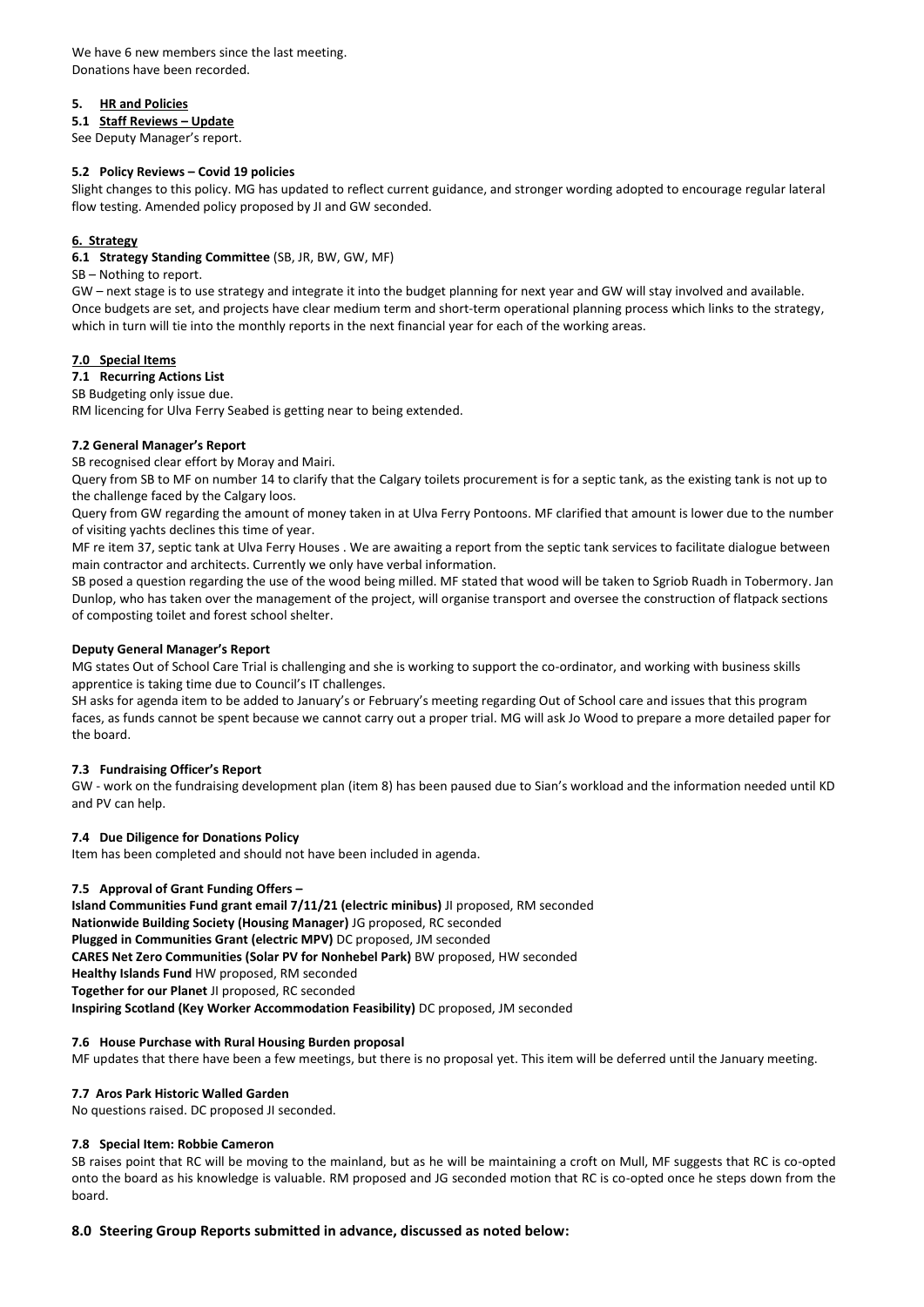We have 6 new members since the last meeting.
Donations have been recorded.

## 5. HR and Policies

### 5.1 Staff Reviews – Update

See Deputy Manager's report.

### 5.2 Policy Reviews – Covid 19 policies

Slight changes to this policy. MG has updated to reflect current guidance, and stronger wording adopted to encourage regular lateral flow testing. Amended policy proposed by JI and GW seconded.

## 6. Strategy

### 6.1 Strategy Standing Committee (SB, JR, BW, GW, MF)

SB – Nothing to report.

GW – next stage is to use strategy and integrate it into the budget planning for next year and GW will stay involved and available. Once budgets are set, and projects have clear medium term and short-term operational planning process which links to the strategy, which in turn will tie into the monthly reports in the next financial year for each of the working areas.

## 7.0 Special Items

### 7.1 Recurring Actions List

SB Budgeting only issue due.

RM licencing for Ulva Ferry Seabed is getting near to being extended.

### 7.2 General Manager's Report

SB recognised clear effort by Moray and Mairi.

Query from SB to MF on number 14 to clarify that the Calgary toilets procurement is for a septic tank, as the existing tank is not up to the challenge faced by the Calgary loos.

Query from GW regarding the amount of money taken in at Ulva Ferry Pontoons. MF clarified that amount is lower due to the number of visiting yachts declines this time of year.

MF re item 37, septic tank at Ulva Ferry Houses . We are awaiting a report from the septic tank services to facilitate dialogue between main contractor and architects. Currently we only have verbal information.

SB posed a question regarding the use of the wood being milled. MF stated that wood will be taken to Sgriob Ruadh in Tobermory. Jan Dunlop, who has taken over the management of the project, will organise transport and oversee the construction of flatpack sections of composting toilet and forest school shelter.

### Deputy General Manager's Report

MG states Out of School Care Trial is challenging and she is working to support the co-ordinator, and working with business skills apprentice is taking time due to Council's IT challenges.

SH asks for agenda item to be added to January's or February's meeting regarding Out of School care and issues that this program faces, as funds cannot be spent because we cannot carry out a proper trial. MG will ask Jo Wood to prepare a more detailed paper for the board.

### 7.3 Fundraising Officer's Report

GW - work on the fundraising development plan (item 8) has been paused due to Sian's workload and the information needed until KD and PV can help.

### 7.4 Due Diligence for Donations Policy

Item has been completed and should not have been included in agenda.

### 7.5 Approval of Grant Funding Offers –

**Island Communities Fund grant email 7/11/21 (electric minibus)** JI proposed, RM seconded
**Nationwide Building Society (Housing Manager)** JG proposed, RC seconded
**Plugged in Communities Grant (electric MPV)** DC proposed, JM seconded
**CARES Net Zero Communities (Solar PV for Nonhebel Park)** BW proposed, HW seconded
**Healthy Islands Fund** HW proposed, RM seconded
**Together for our Planet** JI proposed, RC seconded
**Inspiring Scotland (Key Worker Accommodation Feasibility)** DC proposed, JM seconded

### 7.6 House Purchase with Rural Housing Burden proposal

MF updates that there have been a few meetings, but there is no proposal yet. This item will be deferred until the January meeting.

### 7.7 Aros Park Historic Walled Garden

No questions raised. DC proposed JI seconded.

### 7.8 Special Item: Robbie Cameron

SB raises point that RC will be moving to the mainland, but as he will be maintaining a croft on Mull, MF suggests that RC is co-opted onto the board as his knowledge is valuable. RM proposed and JG seconded motion that RC is co-opted once he steps down from the board.

## 8.0 Steering Group Reports submitted in advance, discussed as noted below: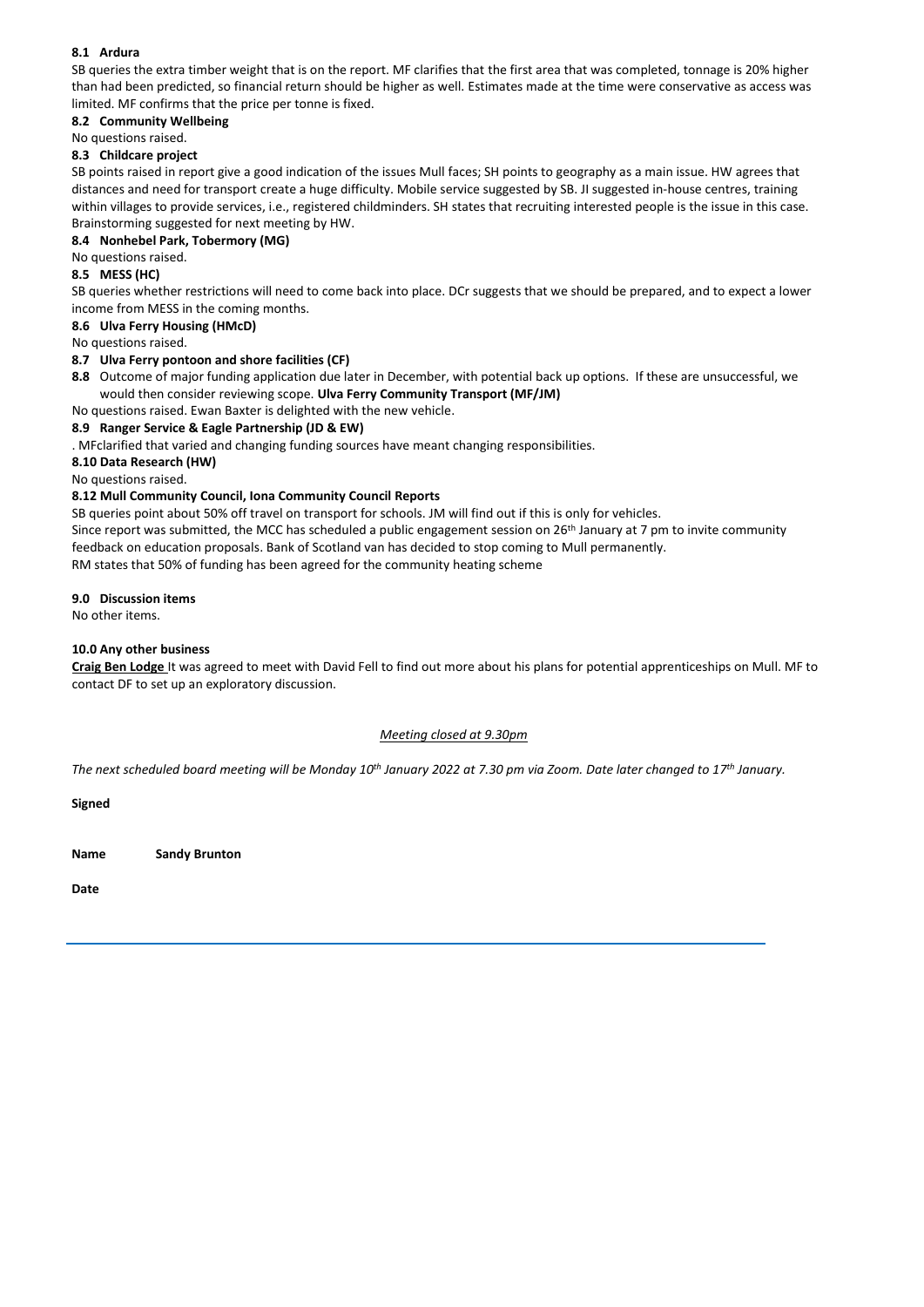**8.1 Ardura**

SB queries the extra timber weight that is on the report. MF clarifies that the first area that was completed, tonnage is 20% higher than had been predicted, so financial return should be higher as well. Estimates made at the time were conservative as access was limited. MF confirms that the price per tonne is fixed.

**8.2 Community Wellbeing**

No questions raised.

**8.3 Childcare project**

SB points raised in report give a good indication of the issues Mull faces; SH points to geography as a main issue. HW agrees that distances and need for transport create a huge difficulty. Mobile service suggested by SB. JI suggested in-house centres, training within villages to provide services, i.e., registered childminders. SH states that recruiting interested people is the issue in this case. Brainstorming suggested for next meeting by HW.

**8.4 Nonhebel Park, Tobermory (MG)**

No questions raised.

**8.5 MESS (HC)**

SB queries whether restrictions will need to come back into place. DCr suggests that we should be prepared, and to expect a lower income from MESS in the coming months.

**8.6 Ulva Ferry Housing (HMcD)**

No questions raised.

**8.7 Ulva Ferry pontoon and shore facilities (CF)**

**8.8** Outcome of major funding application due later in December, with potential back up options. If these are unsuccessful, we would then consider reviewing scope. **Ulva Ferry Community Transport (MF/JM)**

No questions raised. Ewan Baxter is delighted with the new vehicle.

**8.9 Ranger Service & Eagle Partnership (JD & EW)**

. MFclarified that varied and changing funding sources have meant changing responsibilities.

**8.10 Data Research (HW)**

No questions raised.

**8.12 Mull Community Council, Iona Community Council Reports**

SB queries point about 50% off travel on transport for schools. JM will find out if this is only for vehicles.

Since report was submitted, the MCC has scheduled a public engagement session on 26th January at 7 pm to invite community feedback on education proposals. Bank of Scotland van has decided to stop coming to Mull permanently.

RM states that 50% of funding has been agreed for the community heating scheme

**9.0 Discussion items**

No other items.

**10.0 Any other business**

**Craig Ben Lodge** It was agreed to meet with David Fell to find out more about his plans for potential apprenticeships on Mull. MF to contact DF to set up an exploratory discussion.

*Meeting closed at 9.30pm*

*The next scheduled board meeting will be Monday 10th January 2022 at 7.30 pm via Zoom. Date later changed to 17th January.*

**Signed**

**Name** **Sandy Brunton**

**Date**